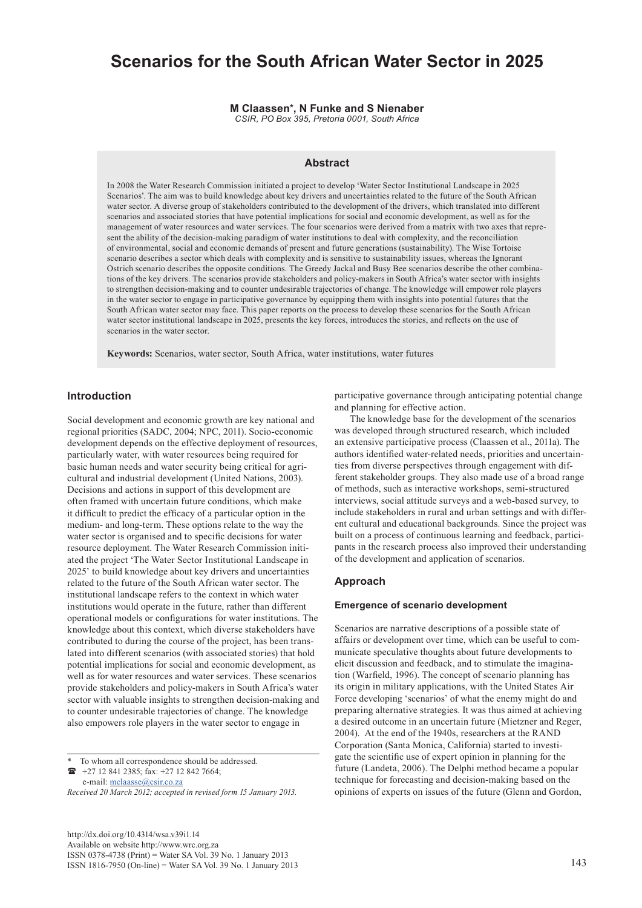# Scenarios for the South African Water Sector in 2025

**M Claassen\*, N Funke and S Nienaber**

*CSIR, PO Box 395, Pretoria 0001, South Africa*

## Abstract

In 2008 the Water Research Commission initiated a project to develop 'Water Sector Institutional Landscape in 2025 Scenarios'. The aim was to build knowledge about key drivers and uncertainties related to the future of the South African water sector. A diverse group of stakeholders contributed to the development of the drivers, which translated into different scenarios and associated stories that have potential implications for social and economic development, as well as for the management of water resources and water services. The four scenarios were derived from a matrix with two axes that represent the ability of the decision-making paradigm of water institutions to deal with complexity, and the reconciliation of environmental, social and economic demands of present and future generations (sustainability). The Wise Tortoise scenario describes a sector which deals with complexity and is sensitive to sustainability issues, whereas the Ignorant Ostrich scenario describes the opposite conditions. The Greedy Jackal and Busy Bee scenarios describe the other combinations of the key drivers. The scenarios provide stakeholders and policy-makers in South Africa's water sector with insights to strengthen decision-making and to counter undesirable trajectories of change. The knowledge will empower role players in the water sector to engage in participative governance by equipping them with insights into potential futures that the South African water sector may face. This paper reports on the process to develop these scenarios for the South African water sector institutional landscape in 2025, presents the key forces, introduces the stories, and reflects on the use of scenarios in the water sector.

**Keywords:** Scenarios, water sector, South Africa, water institutions, water futures

## Introduction

Social development and economic growth are key national and regional priorities (SADC, 2004; NPC, 2011). Socio-economic development depends on the effective deployment of resources, particularly water, with water resources being required for basic human needs and water security being critical for agricultural and industrial development (United Nations, 2003). Decisions and actions in support of this development are often framed with uncertain future conditions, which make it difficult to predict the efficacy of a particular option in the medium- and long-term. These options relate to the way the water sector is organised and to specific decisions for water resource deployment. The Water Research Commission initiated the project 'The Water Sector Institutional Landscape in 2025' to build knowledge about key drivers and uncertainties related to the future of the South African water sector. The institutional landscape refers to the context in which water institutions would operate in the future, rather than different operational models or configurations for water institutions. The knowledge about this context, which diverse stakeholders have contributed to during the course of the project, has been translated into different scenarios (with associated stories) that hold potential implications for social and economic development, as well as for water resources and water services. These scenarios provide stakeholders and policy-makers in South Africa's water sector with valuable insights to strengthen decision-making and to counter undesirable trajectories of change. The knowledge also empowers role players in the water sector to engage in participative governance through anticipating potential change and planning for effective action.

The knowledge base for the development of the scenarios was developed through structured research, which included an extensive participative process (Claassen et al., 2011a). The authors identified water-related needs, priorities and uncertainties from diverse perspectives through engagement with different stakeholder groups. They also made use of a broad range of methods, such as interactive workshops, semi-structured interviews, social attitude surveys and a web-based survey, to include stakeholders in rural and urban settings and with different cultural and educational backgrounds. Since the project was built on a process of continuous learning and feedback, participants in the research process also improved their understanding of the development and application of scenarios.

## Approach

### Emergence of scenario development

Scenarios are narrative descriptions of a possible state of affairs or development over time, which can be useful to communicate speculative thoughts about future developments to elicit discussion and feedback, and to stimulate the imagination (Warfield, 1996). The concept of scenario planning has its origin in military applications, with the United States Air Force developing 'scenarios' of what the enemy might do and preparing alternative strategies. It was thus aimed at achieving a desired outcome in an uncertain future (Mietzner and Reger, 2004). At the end of the 1940s, researchers at the RAND Corporation (Santa Monica, California) started to investigate the scientific use of expert opinion in planning for the future (Landeta, 2006). The Delphi method became a popular technique for forecasting and decision-making based on the opinions of experts on issues of the future (Glenn and Gordon,

---

\* To whom all correspondence should be addressed.
☎ +27 12 841 2385; fax: +27 12 842 7664;
e-mail: mclaasse@csir.co.za

*Received 20 March 2012; accepted in revised form 15 January 2013.*

http://dx.doi.org/10.4314/wsa.v39i1.14
Available on website http://www.wrc.org.za
ISSN 0378-4738 (Print) = Water SA Vol. 39 No. 1 January 2013
ISSN 1816-7950 (On-line) = Water SA Vol. 39 No. 1 January 2013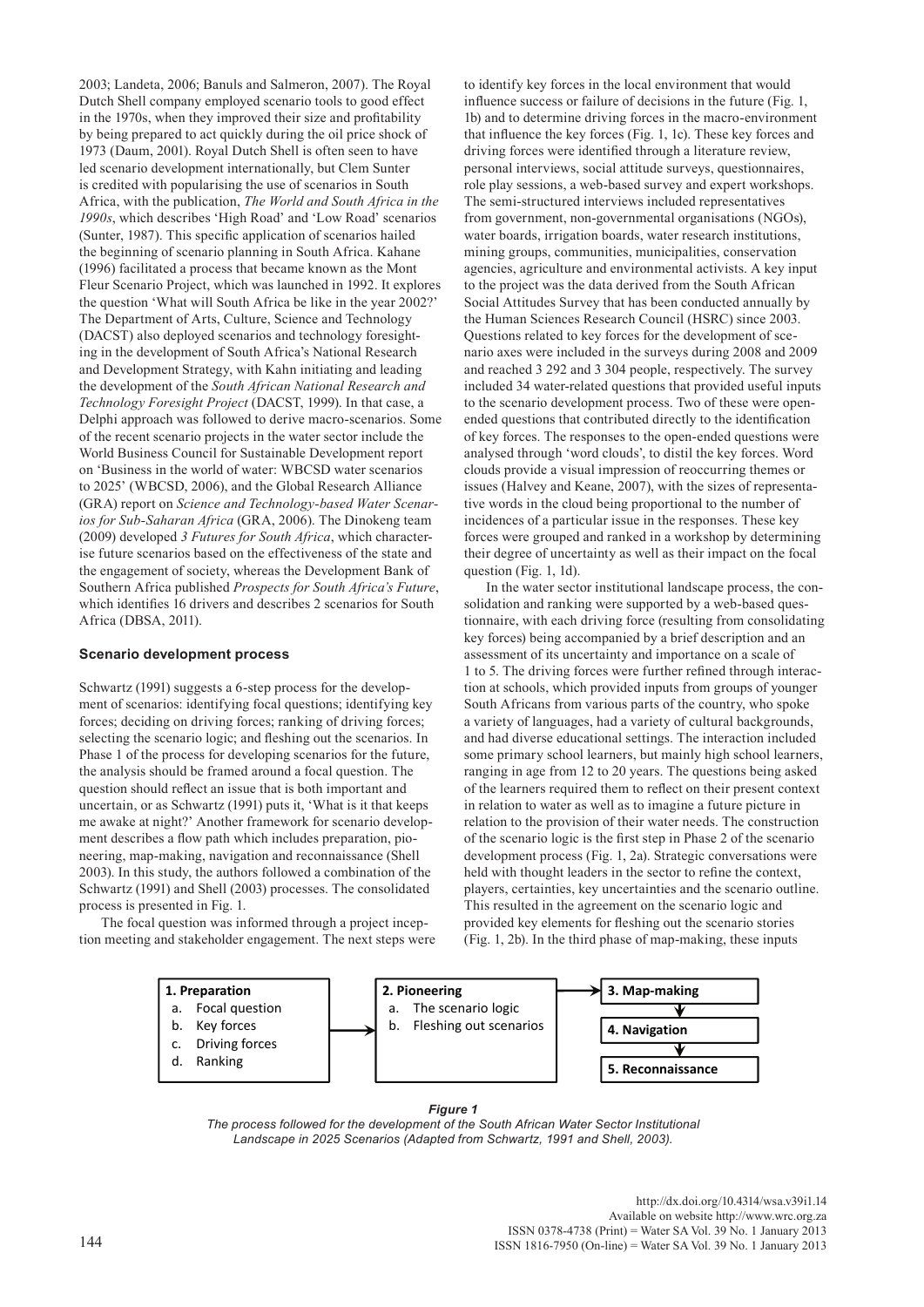2003; Landeta, 2006; Banuls and Salmeron, 2007). The Royal Dutch Shell company employed scenario tools to good effect in the 1970s, when they improved their size and profitability by being prepared to act quickly during the oil price shock of 1973 (Daum, 2001). Royal Dutch Shell is often seen to have led scenario development internationally, but Clem Sunter is credited with popularising the use of scenarios in South Africa, with the publication, *The World and South Africa in the 1990s*, which describes 'High Road' and 'Low Road' scenarios (Sunter, 1987). This specific application of scenarios hailed the beginning of scenario planning in South Africa. Kahane (1996) facilitated a process that became known as the Mont Fleur Scenario Project, which was launched in 1992. It explores the question 'What will South Africa be like in the year 2002?' The Department of Arts, Culture, Science and Technology (DACST) also deployed scenarios and technology foresighting in the development of South Africa's National Research and Development Strategy, with Kahn initiating and leading the development of the *South African National Research and Technology Foresight Project* (DACST, 1999). In that case, a Delphi approach was followed to derive macro-scenarios. Some of the recent scenario projects in the water sector include the World Business Council for Sustainable Development report on 'Business in the world of water: WBCSD water scenarios to 2025' (WBCSD, 2006), and the Global Research Alliance (GRA) report on *Science and Technology-based Water Scenarios for Sub-Saharan Africa* (GRA, 2006). The Dinokeng team (2009) developed *3 Futures for South Africa*, which characterise future scenarios based on the effectiveness of the state and the engagement of society, whereas the Development Bank of Southern Africa published *Prospects for South Africa's Future*, which identifies 16 drivers and describes 2 scenarios for South Africa (DBSA, 2011).

### Scenario development process

Schwartz (1991) suggests a 6-step process for the development of scenarios: identifying focal questions; identifying key forces; deciding on driving forces; ranking of driving forces; selecting the scenario logic; and fleshing out the scenarios. In Phase 1 of the process for developing scenarios for the future, the analysis should be framed around a focal question. The question should reflect an issue that is both important and uncertain, or as Schwartz (1991) puts it, 'What is it that keeps me awake at night?' Another framework for scenario development describes a flow path which includes preparation, pioneering, map-making, navigation and reconnaissance (Shell 2003). In this study, the authors followed a combination of the Schwartz (1991) and Shell (2003) processes. The consolidated process is presented in Fig. 1.

The focal question was informed through a project inception meeting and stakeholder engagement. The next steps were to identify key forces in the local environment that would influence success or failure of decisions in the future (Fig. 1, 1b) and to determine driving forces in the macro-environment that influence the key forces (Fig. 1, 1c). These key forces and driving forces were identified through a literature review, personal interviews, social attitude surveys, questionnaires, role play sessions, a web-based survey and expert workshops. The semi-structured interviews included representatives from government, non-governmental organisations (NGOs), water boards, irrigation boards, water research institutions, mining groups, communities, municipalities, conservation agencies, agriculture and environmental activists. A key input to the project was the data derived from the South African Social Attitudes Survey that has been conducted annually by the Human Sciences Research Council (HSRC) since 2003. Questions related to key forces for the development of scenario axes were included in the surveys during 2008 and 2009 and reached 3 292 and 3 304 people, respectively. The survey included 34 water-related questions that provided useful inputs to the scenario development process. Two of these were open-ended questions that contributed directly to the identification of key forces. The responses to the open-ended questions were analysed through 'word clouds', to distil the key forces. Word clouds provide a visual impression of reoccurring themes or issues (Halvey and Keane, 2007), with the sizes of representative words in the cloud being proportional to the number of incidences of a particular issue in the responses. These key forces were grouped and ranked in a workshop by determining their degree of uncertainty as well as their impact on the focal question (Fig. 1, 1d).

In the water sector institutional landscape process, the consolidation and ranking were supported by a web-based questionnaire, with each driving force (resulting from consolidating key forces) being accompanied by a brief description and an assessment of its uncertainty and importance on a scale of 1 to 5. The driving forces were further refined through interaction at schools, which provided inputs from groups of younger South Africans from various parts of the country, who spoke a variety of languages, had a variety of cultural backgrounds, and had diverse educational settings. The interaction included some primary school learners, but mainly high school learners, ranging in age from 12 to 20 years. The questions being asked of the learners required them to reflect on their present context in relation to water as well as to imagine a future picture in relation to the provision of their water needs. The construction of the scenario logic is the first step in Phase 2 of the scenario development process (Fig. 1, 2a). Strategic conversations were held with thought leaders in the sector to refine the context, players, certainties, key uncertainties and the scenario outline. This resulted in the agreement on the scenario logic and provided key elements for fleshing out the scenario stories (Fig. 1, 2b). In the third phase of map-making, these inputs

**1. Preparation**
a. Focal question
b. Key forces
c. Driving forces
d. Ranking

→ **2. Pioneering**
a. The scenario logic
b. Fleshing out scenarios

→ **3. Map-making** → **4. Navigation** → **5. Reconnaissance**

***Figure 1***
*The process followed for the development of the South African Water Sector Institutional Landscape in 2025 Scenarios (Adapted from Schwartz, 1991 and Shell, 2003).*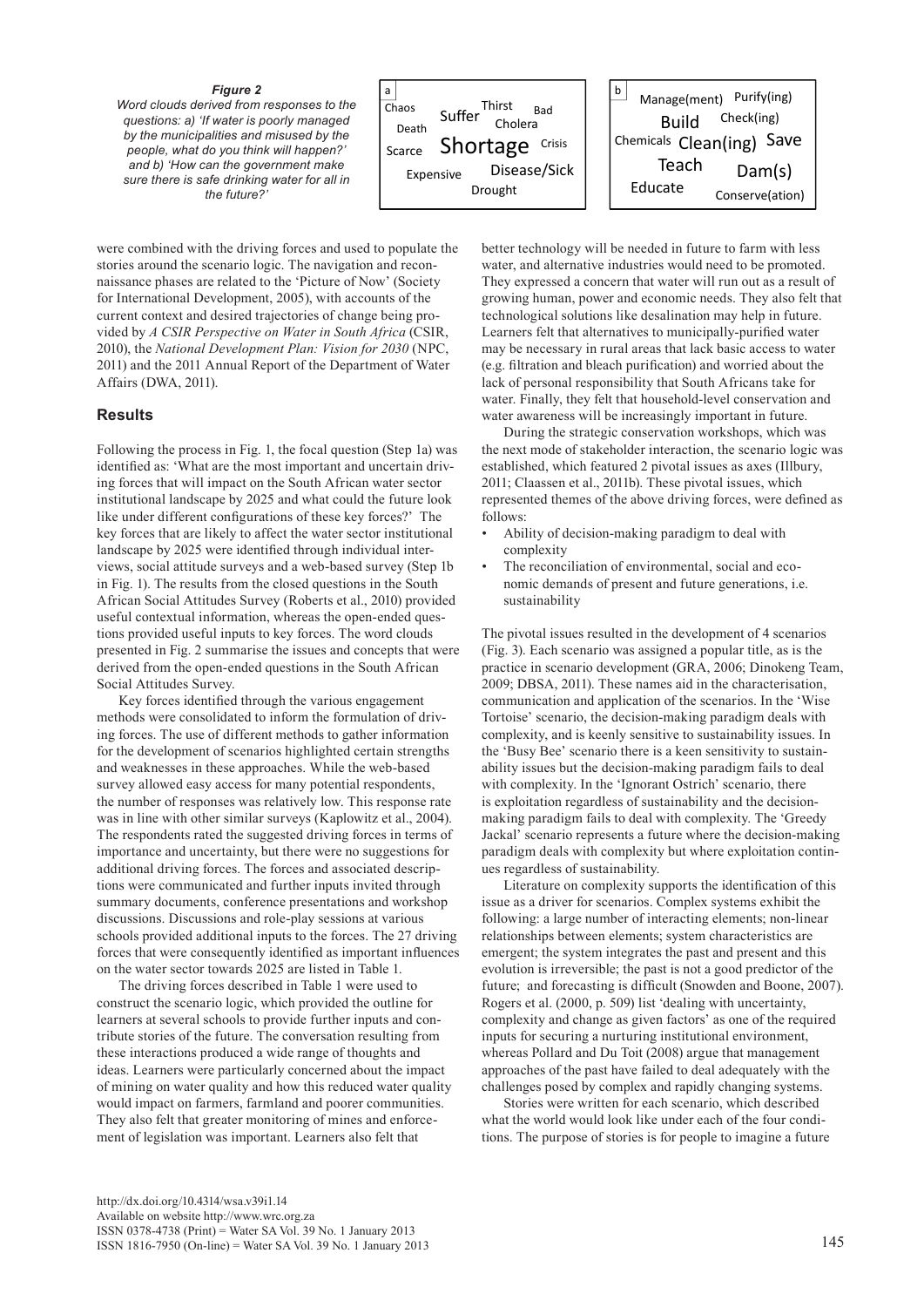*Figure 2*
*Word clouds derived from responses to the questions: a) 'If water is poorly managed by the municipalities and misused by the people, what do you think will happen?' and b) 'How can the government make sure there is safe drinking water for all in the future?'*

a
Chaos
Suffer
Thirst
Bad
Death
Cholera
Scarce
Shortage
Crisis
Expensive
Disease/Sick
Drought

b
Manage(ment)
Purify(ing)
Build
Check(ing)
Chemicals
Clean(ing)
Save
Teach
Dam(s)
Educate
Conserve(ation)

were combined with the driving forces and used to populate the stories around the scenario logic. The navigation and reconnaissance phases are related to the 'Picture of Now' (Society for International Development, 2005), with accounts of the current context and desired trajectories of change being provided by *A CSIR Perspective on Water in South Africa* (CSIR, 2010), the *National Development Plan: Vision for 2030* (NPC, 2011) and the 2011 Annual Report of the Department of Water Affairs (DWA, 2011).

## Results

Following the process in Fig. 1, the focal question (Step 1a) was identified as: 'What are the most important and uncertain driving forces that will impact on the South African water sector institutional landscape by 2025 and what could the future look like under different configurations of these key forces?' The key forces that are likely to affect the water sector institutional landscape by 2025 were identified through individual interviews, social attitude surveys and a web-based survey (Step 1b in Fig. 1). The results from the closed questions in the South African Social Attitudes Survey (Roberts et al., 2010) provided useful contextual information, whereas the open-ended questions provided useful inputs to key forces. The word clouds presented in Fig. 2 summarise the issues and concepts that were derived from the open-ended questions in the South African Social Attitudes Survey.

Key forces identified through the various engagement methods were consolidated to inform the formulation of driving forces. The use of different methods to gather information for the development of scenarios highlighted certain strengths and weaknesses in these approaches. While the web-based survey allowed easy access for many potential respondents, the number of responses was relatively low. This response rate was in line with other similar surveys (Kaplowitz et al., 2004). The respondents rated the suggested driving forces in terms of importance and uncertainty, but there were no suggestions for additional driving forces. The forces and associated descriptions were communicated and further inputs invited through summary documents, conference presentations and workshop discussions. Discussions and role-play sessions at various schools provided additional inputs to the forces. The 27 driving forces that were consequently identified as important influences on the water sector towards 2025 are listed in Table 1.

The driving forces described in Table 1 were used to construct the scenario logic, which provided the outline for learners at several schools to provide further inputs and contribute stories of the future. The conversation resulting from these interactions produced a wide range of thoughts and ideas. Learners were particularly concerned about the impact of mining on water quality and how this reduced water quality would impact on farmers, farmland and poorer communities. They also felt that greater monitoring of mines and enforcement of legislation was important. Learners also felt that better technology will be needed in future to farm with less water, and alternative industries would need to be promoted. They expressed a concern that water will run out as a result of growing human, power and economic needs. They also felt that technological solutions like desalination may help in future. Learners felt that alternatives to municipally-purified water may be necessary in rural areas that lack basic access to water (e.g. filtration and bleach purification) and worried about the lack of personal responsibility that South Africans take for water. Finally, they felt that household-level conservation and water awareness will be increasingly important in future.

During the strategic conservation workshops, which was the next mode of stakeholder interaction, the scenario logic was established, which featured 2 pivotal issues as axes (Illbury, 2011; Claassen et al., 2011b). These pivotal issues, which represented themes of the above driving forces, were defined as follows:

- Ability of decision-making paradigm to deal with complexity
- The reconciliation of environmental, social and economic demands of present and future generations, i.e. sustainability

The pivotal issues resulted in the development of 4 scenarios (Fig. 3). Each scenario was assigned a popular title, as is the practice in scenario development (GRA, 2006; Dinokeng Team, 2009; DBSA, 2011). These names aid in the characterisation, communication and application of the scenarios. In the 'Wise Tortoise' scenario, the decision-making paradigm deals with complexity, and is keenly sensitive to sustainability issues. In the 'Busy Bee' scenario there is a keen sensitivity to sustainability issues but the decision-making paradigm fails to deal with complexity. In the 'Ignorant Ostrich' scenario, there is exploitation regardless of sustainability and the decision-making paradigm fails to deal with complexity. The 'Greedy Jackal' scenario represents a future where the decision-making paradigm deals with complexity but where exploitation continues regardless of sustainability.

Literature on complexity supports the identification of this issue as a driver for scenarios. Complex systems exhibit the following: a large number of interacting elements; non-linear relationships between elements; system characteristics are emergent; the system integrates the past and present and this evolution is irreversible; the past is not a good predictor of the future; and forecasting is difficult (Snowden and Boone, 2007). Rogers et al. (2000, p. 509) list 'dealing with uncertainty, complexity and change as given factors' as one of the required inputs for securing a nurturing institutional environment, whereas Pollard and Du Toit (2008) argue that management approaches of the past have failed to deal adequately with the challenges posed by complex and rapidly changing systems.

Stories were written for each scenario, which described what the world would look like under each of the four conditions. The purpose of stories is for people to imagine a future

http://dx.doi.org/10.4314/wsa.v39i1.14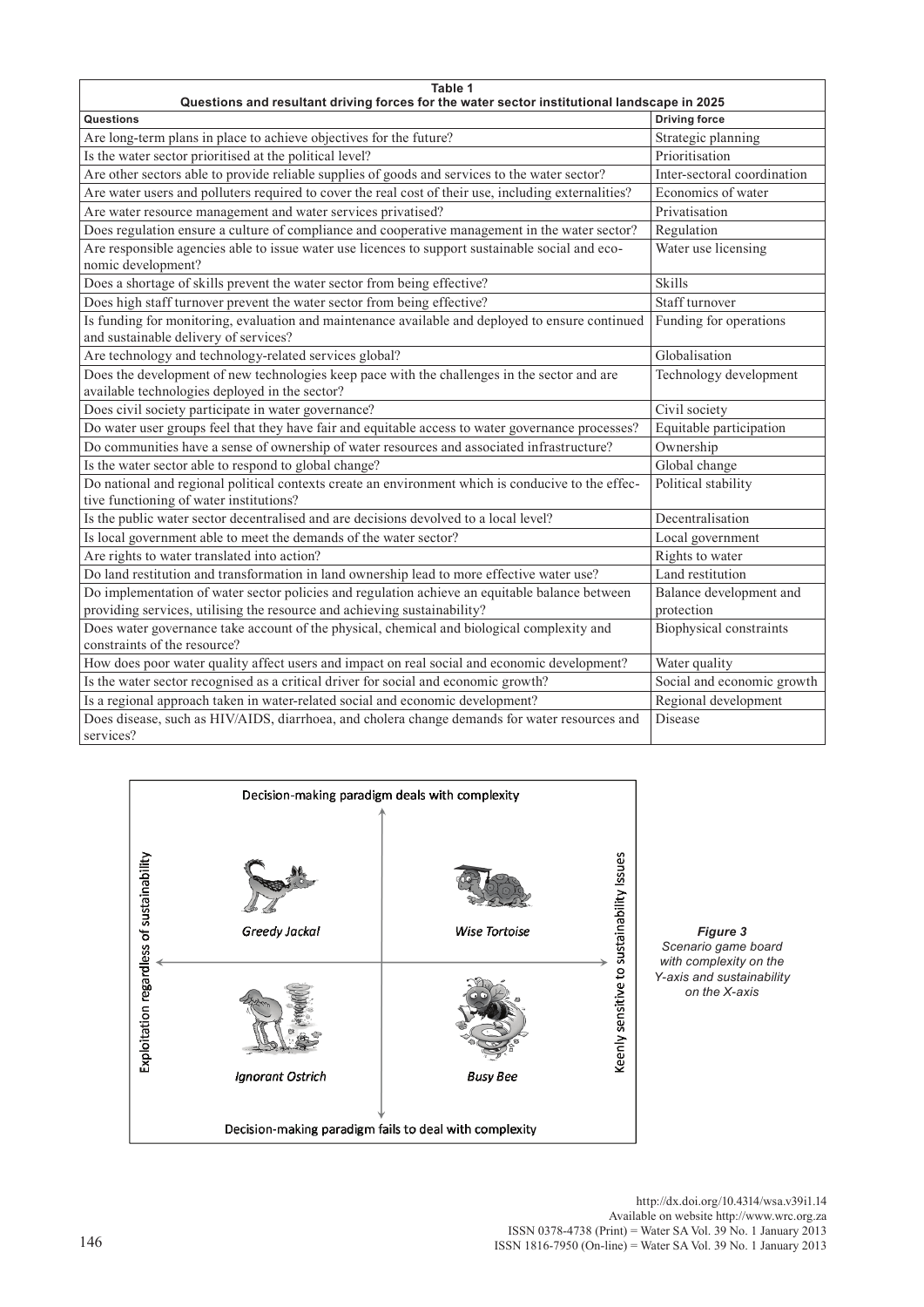**Table 1**
**Questions and resultant driving forces for the water sector institutional landscape in 2025**

| Questions | Driving force |
|---|---|
| Are long-term plans in place to achieve objectives for the future? | Strategic planning |
| Is the water sector prioritised at the political level? | Prioritisation |
| Are other sectors able to provide reliable supplies of goods and services to the water sector? | Inter-sectoral coordination |
| Are water users and polluters required to cover the real cost of their use, including externalities? | Economics of water |
| Are water resource management and water services privatised? | Privatisation |
| Does regulation ensure a culture of compliance and cooperative management in the water sector? | Regulation |
| Are responsible agencies able to issue water use licences to support sustainable social and economic development? | Water use licensing |
| Does a shortage of skills prevent the water sector from being effective? | Skills |
| Does high staff turnover prevent the water sector from being effective? | Staff turnover |
| Is funding for monitoring, evaluation and maintenance available and deployed to ensure continued and sustainable delivery of services? | Funding for operations |
| Are technology and technology-related services global? | Globalisation |
| Does the development of new technologies keep pace with the challenges in the sector and are available technologies deployed in the sector? | Technology development |
| Does civil society participate in water governance? | Civil society |
| Do water user groups feel that they have fair and equitable access to water governance processes? | Equitable participation |
| Do communities have a sense of ownership of water resources and associated infrastructure? | Ownership |
| Is the water sector able to respond to global change? | Global change |
| Do national and regional political contexts create an environment which is conducive to the effective functioning of water institutions? | Political stability |
| Is the public water sector decentralised and are decisions devolved to a local level? | Decentralisation |
| Is local government able to meet the demands of the water sector? | Local government |
| Are rights to water translated into action? | Rights to water |
| Do land restitution and transformation in land ownership lead to more effective water use? | Land restitution |
| Do implementation of water sector policies and regulation achieve an equitable balance between providing services, utilising the resource and achieving sustainability? | Balance development and protection |
| Does water governance take account of the physical, chemical and biological complexity and constraints of the resource? | Biophysical constraints |
| How does poor water quality affect users and impact on real social and economic development? | Water quality |
| Is the water sector recognised as a critical driver for social and economic growth? | Social and economic growth |
| Is a regional approach taken in water-related social and economic development? | Regional development |
| Does disease, such as HIV/AIDS, diarrhoea, and cholera change demands for water resources and services? | Disease |

Decision-making paradigm deals with complexity

Greedy Jackal | Wise Tortoise

Exploitation regardless of sustainability | Keenly sensitive to sustainability Issues

Ignorant Ostrich | Busy Bee

Decision-making paradigm fails to deal with complexity

***Figure 3***
*Scenario game board with complexity on the Y-axis and sustainability on the X-axis*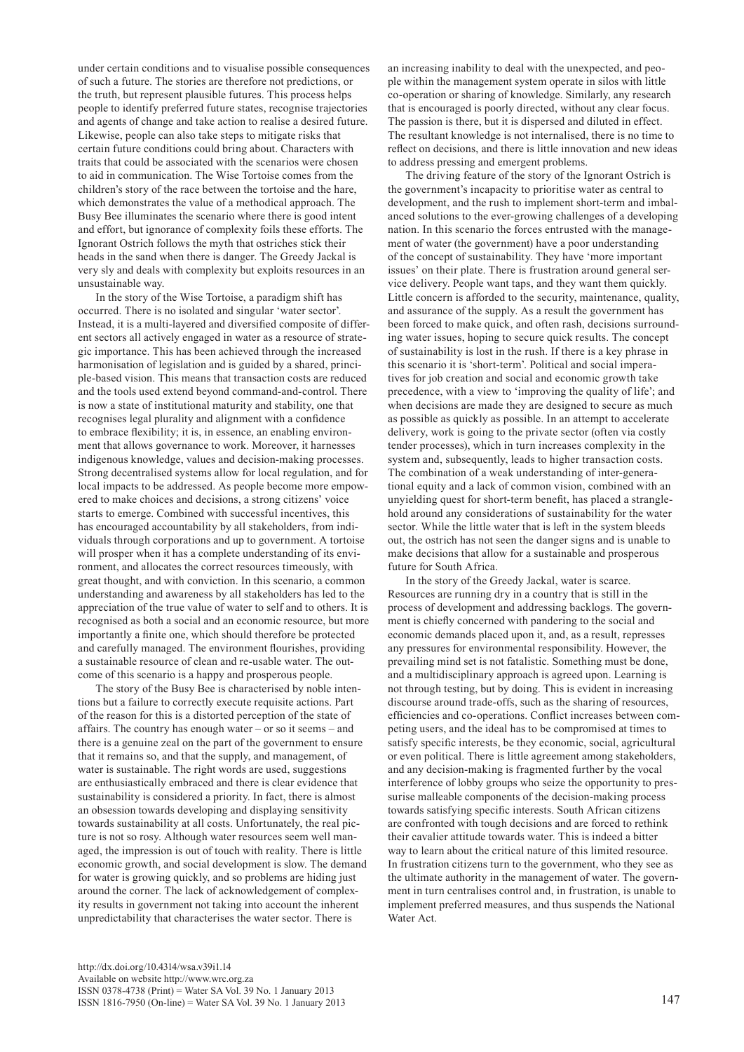under certain conditions and to visualise possible consequences of such a future. The stories are therefore not predictions, or the truth, but represent plausible futures. This process helps people to identify preferred future states, recognise trajectories and agents of change and take action to realise a desired future. Likewise, people can also take steps to mitigate risks that certain future conditions could bring about. Characters with traits that could be associated with the scenarios were chosen to aid in communication. The Wise Tortoise comes from the children's story of the race between the tortoise and the hare, which demonstrates the value of a methodical approach. The Busy Bee illuminates the scenario where there is good intent and effort, but ignorance of complexity foils these efforts. The Ignorant Ostrich follows the myth that ostriches stick their heads in the sand when there is danger. The Greedy Jackal is very sly and deals with complexity but exploits resources in an unsustainable way.

In the story of the Wise Tortoise, a paradigm shift has occurred. There is no isolated and singular 'water sector'. Instead, it is a multi-layered and diversified composite of different sectors all actively engaged in water as a resource of strategic importance. This has been achieved through the increased harmonisation of legislation and is guided by a shared, principle-based vision. This means that transaction costs are reduced and the tools used extend beyond command-and-control. There is now a state of institutional maturity and stability, one that recognises legal plurality and alignment with a confidence to embrace flexibility; it is, in essence, an enabling environment that allows governance to work. Moreover, it harnesses indigenous knowledge, values and decision-making processes. Strong decentralised systems allow for local regulation, and for local impacts to be addressed. As people become more empowered to make choices and decisions, a strong citizens' voice starts to emerge. Combined with successful incentives, this has encouraged accountability by all stakeholders, from individuals through corporations and up to government. A tortoise will prosper when it has a complete understanding of its environment, and allocates the correct resources timeously, with great thought, and with conviction. In this scenario, a common understanding and awareness by all stakeholders has led to the appreciation of the true value of water to self and to others. It is recognised as both a social and an economic resource, but more importantly a finite one, which should therefore be protected and carefully managed. The environment flourishes, providing a sustainable resource of clean and re-usable water. The outcome of this scenario is a happy and prosperous people.

The story of the Busy Bee is characterised by noble intentions but a failure to correctly execute requisite actions. Part of the reason for this is a distorted perception of the state of affairs. The country has enough water – or so it seems – and there is a genuine zeal on the part of the government to ensure that it remains so, and that the supply, and management, of water is sustainable. The right words are used, suggestions are enthusiastically embraced and there is clear evidence that sustainability is considered a priority. In fact, there is almost an obsession towards developing and displaying sensitivity towards sustainability at all costs. Unfortunately, the real picture is not so rosy. Although water resources seem well managed, the impression is out of touch with reality. There is little economic growth, and social development is slow. The demand for water is growing quickly, and so problems are hiding just around the corner. The lack of acknowledgement of complexity results in government not taking into account the inherent unpredictability that characterises the water sector. There is an increasing inability to deal with the unexpected, and people within the management system operate in silos with little co-operation or sharing of knowledge. Similarly, any research that is encouraged is poorly directed, without any clear focus. The passion is there, but it is dispersed and diluted in effect. The resultant knowledge is not internalised, there is no time to reflect on decisions, and there is little innovation and new ideas to address pressing and emergent problems.

The driving feature of the story of the Ignorant Ostrich is the government's incapacity to prioritise water as central to development, and the rush to implement short-term and imbalanced solutions to the ever-growing challenges of a developing nation. In this scenario the forces entrusted with the management of water (the government) have a poor understanding of the concept of sustainability. They have 'more important issues' on their plate. There is frustration around general service delivery. People want taps, and they want them quickly. Little concern is afforded to the security, maintenance, quality, and assurance of the supply. As a result the government has been forced to make quick, and often rash, decisions surrounding water issues, hoping to secure quick results. The concept of sustainability is lost in the rush. If there is a key phrase in this scenario it is 'short-term'. Political and social imperatives for job creation and social and economic growth take precedence, with a view to 'improving the quality of life'; and when decisions are made they are designed to secure as much as possible as quickly as possible. In an attempt to accelerate delivery, work is going to the private sector (often via costly tender processes), which in turn increases complexity in the system and, subsequently, leads to higher transaction costs. The combination of a weak understanding of inter-generational equity and a lack of common vision, combined with an unyielding quest for short-term benefit, has placed a stranglehold around any considerations of sustainability for the water sector. While the little water that is left in the system bleeds out, the ostrich has not seen the danger signs and is unable to make decisions that allow for a sustainable and prosperous future for South Africa.

In the story of the Greedy Jackal, water is scarce. Resources are running dry in a country that is still in the process of development and addressing backlogs. The government is chiefly concerned with pandering to the social and economic demands placed upon it, and, as a result, represses any pressures for environmental responsibility. However, the prevailing mind set is not fatalistic. Something must be done, and a multidisciplinary approach is agreed upon. Learning is not through testing, but by doing. This is evident in increasing discourse around trade-offs, such as the sharing of resources, efficiencies and co-operations. Conflict increases between competing users, and the ideal has to be compromised at times to satisfy specific interests, be they economic, social, agricultural or even political. There is little agreement among stakeholders, and any decision-making is fragmented further by the vocal interference of lobby groups who seize the opportunity to pressurise malleable components of the decision-making process towards satisfying specific interests. South African citizens are confronted with tough decisions and are forced to rethink their cavalier attitude towards water. This is indeed a bitter way to learn about the critical nature of this limited resource. In frustration citizens turn to the government, who they see as the ultimate authority in the management of water. The government in turn centralises control and, in frustration, is unable to implement preferred measures, and thus suspends the National Water Act.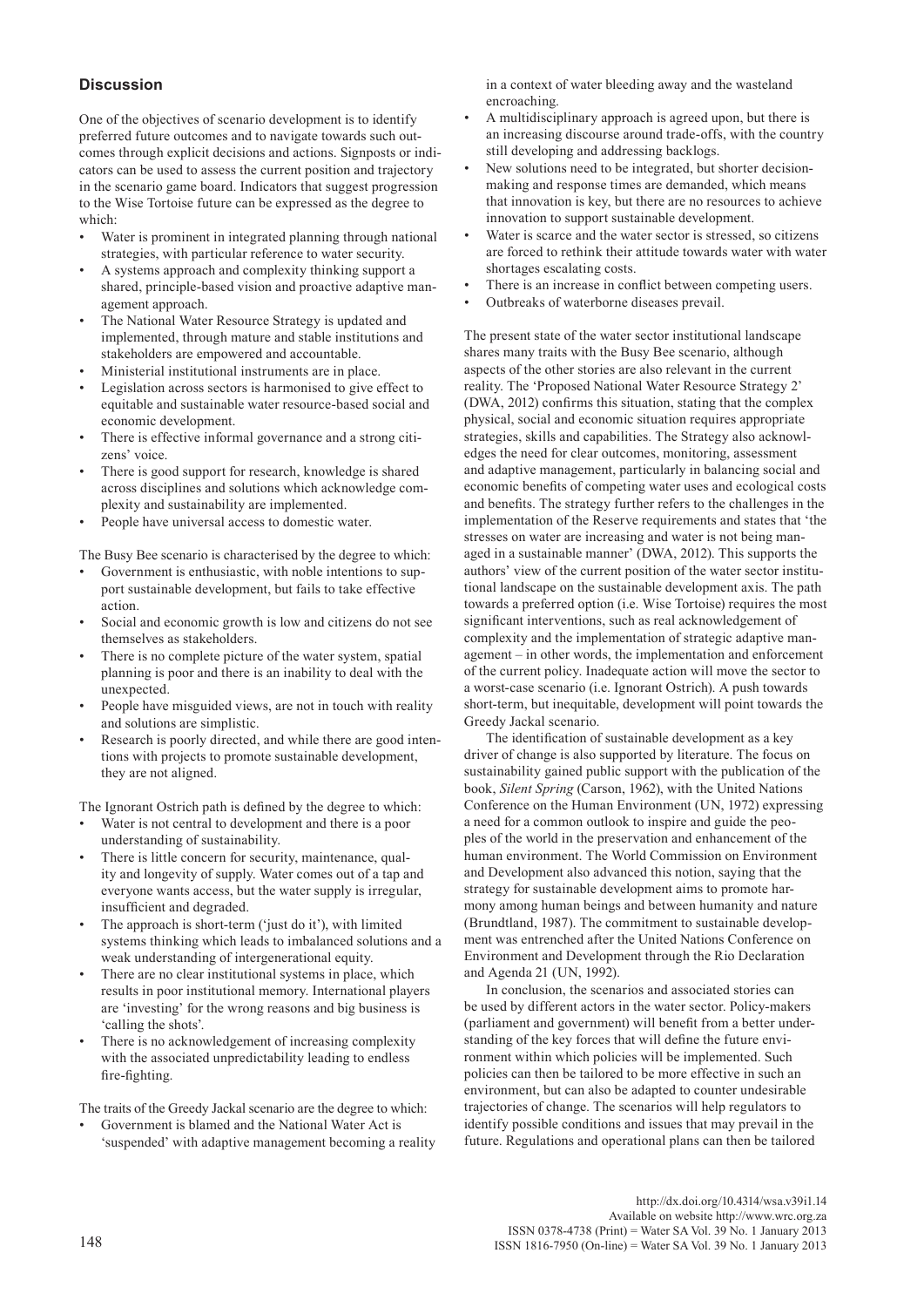## Discussion

One of the objectives of scenario development is to identify preferred future outcomes and to navigate towards such outcomes through explicit decisions and actions. Signposts or indicators can be used to assess the current position and trajectory in the scenario game board. Indicators that suggest progression to the Wise Tortoise future can be expressed as the degree to which:

- Water is prominent in integrated planning through national strategies, with particular reference to water security.
- A systems approach and complexity thinking support a shared, principle-based vision and proactive adaptive management approach.
- The National Water Resource Strategy is updated and implemented, through mature and stable institutions and stakeholders are empowered and accountable.
- Ministerial institutional instruments are in place.
- Legislation across sectors is harmonised to give effect to equitable and sustainable water resource-based social and economic development.
- There is effective informal governance and a strong citizens' voice.
- There is good support for research, knowledge is shared across disciplines and solutions which acknowledge complexity and sustainability are implemented.
- People have universal access to domestic water.

The Busy Bee scenario is characterised by the degree to which:

- Government is enthusiastic, with noble intentions to support sustainable development, but fails to take effective action.
- Social and economic growth is low and citizens do not see themselves as stakeholders.
- There is no complete picture of the water system, spatial planning is poor and there is an inability to deal with the unexpected.
- People have misguided views, are not in touch with reality and solutions are simplistic.
- Research is poorly directed, and while there are good intentions with projects to promote sustainable development, they are not aligned.

The Ignorant Ostrich path is defined by the degree to which:

- Water is not central to development and there is a poor understanding of sustainability.
- There is little concern for security, maintenance, quality and longevity of supply. Water comes out of a tap and everyone wants access, but the water supply is irregular, insufficient and degraded.
- The approach is short-term ('just do it'), with limited systems thinking which leads to imbalanced solutions and a weak understanding of intergenerational equity.
- There are no clear institutional systems in place, which results in poor institutional memory. International players are 'investing' for the wrong reasons and big business is 'calling the shots'.
- There is no acknowledgement of increasing complexity with the associated unpredictability leading to endless fire-fighting.

The traits of the Greedy Jackal scenario are the degree to which:

- Government is blamed and the National Water Act is 'suspended' with adaptive management becoming a reality in a context of water bleeding away and the wasteland encroaching.
- A multidisciplinary approach is agreed upon, but there is an increasing discourse around trade-offs, with the country still developing and addressing backlogs.
- New solutions need to be integrated, but shorter decision-making and response times are demanded, which means that innovation is key, but there are no resources to achieve innovation to support sustainable development.
- Water is scarce and the water sector is stressed, so citizens are forced to rethink their attitude towards water with water shortages escalating costs.
- There is an increase in conflict between competing users.
- Outbreaks of waterborne diseases prevail.

The present state of the water sector institutional landscape shares many traits with the Busy Bee scenario, although aspects of the other stories are also relevant in the current reality. The 'Proposed National Water Resource Strategy 2' (DWA, 2012) confirms this situation, stating that the complex physical, social and economic situation requires appropriate strategies, skills and capabilities. The Strategy also acknowledges the need for clear outcomes, monitoring, assessment and adaptive management, particularly in balancing social and economic benefits of competing water uses and ecological costs and benefits. The strategy further refers to the challenges in the implementation of the Reserve requirements and states that 'the stresses on water are increasing and water is not being managed in a sustainable manner' (DWA, 2012). This supports the authors' view of the current position of the water sector institutional landscape on the sustainable development axis. The path towards a preferred option (i.e. Wise Tortoise) requires the most significant interventions, such as real acknowledgement of complexity and the implementation of strategic adaptive management – in other words, the implementation and enforcement of the current policy. Inadequate action will move the sector to a worst-case scenario (i.e. Ignorant Ostrich). A push towards short-term, but inequitable, development will point towards the Greedy Jackal scenario.

The identification of sustainable development as a key driver of change is also supported by literature. The focus on sustainability gained public support with the publication of the book, *Silent Spring* (Carson, 1962), with the United Nations Conference on the Human Environment (UN, 1972) expressing a need for a common outlook to inspire and guide the peoples of the world in the preservation and enhancement of the human environment. The World Commission on Environment and Development also advanced this notion, saying that the strategy for sustainable development aims to promote harmony among human beings and between humanity and nature (Brundtland, 1987). The commitment to sustainable development was entrenched after the United Nations Conference on Environment and Development through the Rio Declaration and Agenda 21 (UN, 1992).

In conclusion, the scenarios and associated stories can be used by different actors in the water sector. Policy-makers (parliament and government) will benefit from a better understanding of the key forces that will define the future environment within which policies will be implemented. Such policies can then be tailored to be more effective in such an environment, but can also be adapted to counter undesirable trajectories of change. The scenarios will help regulators to identify possible conditions and issues that may prevail in the future. Regulations and operational plans can then be tailored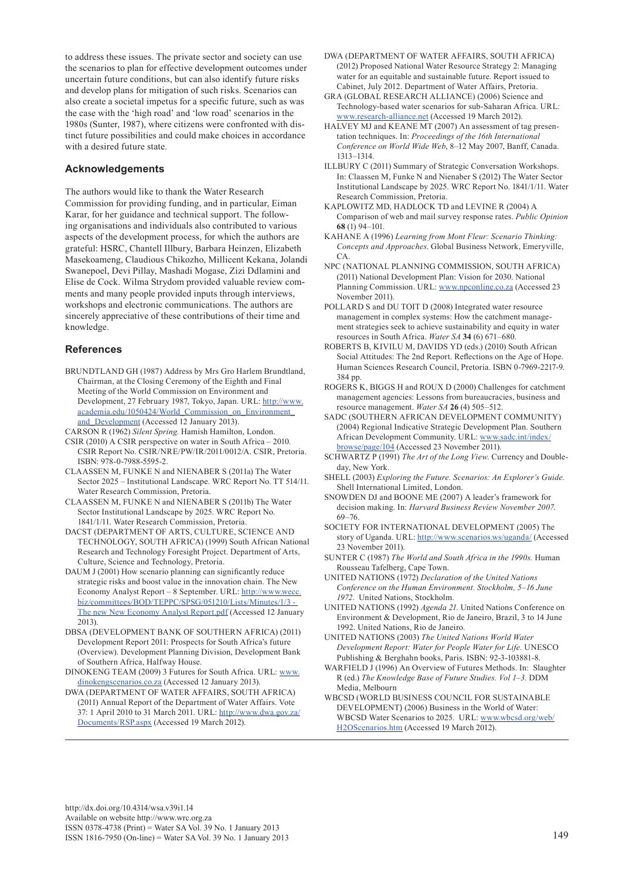to address these issues. The private sector and society can use the scenarios to plan for effective development outcomes under uncertain future conditions, but can also identify future risks and develop plans for mitigation of such risks. Scenarios can also create a societal impetus for a specific future, such as was the case with the 'high road' and 'low road' scenarios in the 1980s (Sunter, 1987), where citizens were confronted with distinct future possibilities and could make choices in accordance with a desired future state.

## Acknowledgements

The authors would like to thank the Water Research Commission for providing funding, and in particular, Eiman Karar, for her guidance and technical support. The following organisations and individuals also contributed to various aspects of the development process, for which the authors are grateful: HSRC, Chantell Illbury, Barbara Heinzen, Elizabeth Masekoameng, Claudious Chikozho, Millicent Kekana, Jolandi Swanepoel, Devi Pillay, Mashadi Mogase, Zizi Ddlamini and Elise de Cock. Wilma Strydom provided valuable review comments and many people provided inputs through interviews, workshops and electronic communications. The authors are sincerely appreciative of these contributions of their time and knowledge.

## References

BRUNDTLAND GH (1987) Address by Mrs Gro Harlem Brundtland, Chairman, at the Closing Ceremony of the Eighth and Final Meeting of the World Commission on Environment and Development, 27 February 1987, Tokyo, Japan. URL: http://www.academia.edu/1050424/World_Commission_on_Environment_and_Development (Accessed 12 January 2013).

CARSON R (1962) *Silent Spring*. Hamish Hamilton, London.

CSIR (2010) A CSIR perspective on water in South Africa – 2010. CSIR Report No. CSIR/NRE/PW/IR/2011/0012/A. CSIR, Pretoria. ISBN: 978-0-7988-5595-2.

CLAASSEN M, FUNKE N and NIENABER S (2011a) The Water Sector 2025 – Institutional Landscape. WRC Report No. TT 514/11. Water Research Commission, Pretoria.

CLAASSEN M, FUNKE N and NIENABER S (2011b) The Water Sector Institutional Landscape by 2025. WRC Report No. 1841/1/11. Water Research Commission, Pretoria.

DACST (DEPARTMENT OF ARTS, CULTURE, SCIENCE AND TECHNOLOGY, SOUTH AFRICA) (1999) South African National Research and Technology Foresight Project. Department of Arts, Culture, Science and Technology, Pretoria.

DAUM J (2001) How scenario planning can significantly reduce strategic risks and boost value in the innovation chain. The New Economy Analyst Report – 8 September. URL: http://www.wecc.biz/committees/BOD/TEPPC/SPSG/051210/Lists/Minutes/1/3 - The new New Economy Analyst Report.pdf (Accessed 12 January 2013).

DBSA (DEVELOPMENT BANK OF SOUTHERN AFRICA) (2011) Development Report 2011: Prospects for South Africa's future (Overview). Development Planning Division, Development Bank of Southern Africa, Halfway House.

DINOKENG TEAM (2009) 3 Futures for South Africa. URL: www.dinokengscenarios.co.za (Accessed 12 January 2013).

DWA (DEPARTMENT OF WATER AFFAIRS, SOUTH AFRICA) (2011) Annual Report of the Department of Water Affairs. Vote 37: 1 April 2010 to 31 March 2011. URL: http://www.dwa.gov.za/Documents/RSP.aspx (Accessed 19 March 2012).

DWA (DEPARTMENT OF WATER AFFAIRS, SOUTH AFRICA) (2012) Proposed National Water Resource Strategy 2: Managing water for an equitable and sustainable future. Report issued to Cabinet, July 2012. Department of Water Affairs, Pretoria.

GRA (GLOBAL RESEARCH ALLIANCE) (2006) Science and Technology-based water scenarios for sub-Saharan Africa. URL: www.research-alliance.net (Accessed 19 March 2012).

HALVEY MJ and KEANE MT (2007) An assessment of tag presentation techniques. In: *Proceedings of the 16th International Conference on World Wide Web*, 8–12 May 2007, Banff, Canada. 1313–1314.

ILLBURY C (2011) Summary of Strategic Conversation Workshops. In: Claassen M, Funke N and Nienaber S (2012) The Water Sector Institutional Landscape by 2025. WRC Report No. 1841/1/11. Water Research Commission, Pretoria.

KAPLOWITZ MD, HADLOCK TD and LEVINE R (2004) A Comparison of web and mail survey response rates. *Public Opinion* **68** (1) 94–101.

KAHANE A (1996) *Learning from Mont Fleur: Scenario Thinking: Concepts and Approaches*. Global Business Network, Emeryville, CA.

NPC (NATIONAL PLANNING COMMISSION, SOUTH AFRICA) (2011) National Development Plan: Vision for 2030. National Planning Commission. URL: www.npconline.co.za (Accessed 23 November 2011).

POLLARD S and DU TOIT D (2008) Integrated water resource management in complex systems: How the catchment management strategies seek to achieve sustainability and equity in water resources in South Africa. *Water SA* **34** (6) 671–680.

ROBERTS B, KIVILU M, DAVIDS YD (eds.) (2010) South African Social Attitudes: The 2nd Report. Reflections on the Age of Hope. Human Sciences Research Council, Pretoria. ISBN 0-7969-2217-9. 384 pp.

ROGERS K, BIGGS H and ROUX D (2000) Challenges for catchment management agencies: Lessons from bureaucracies, business and resource management. *Water SA* **26** (4) 505–512.

SADC (SOUTHERN AFRICAN DEVELOPMENT COMMUNITY) (2004) Regional Indicative Strategic Development Plan. Southern African Development Community. URL: www.sadc.int/index/browse/page/104 (Accessed 23 November 2011).

SCHWARTZ P (1991) *The Art of the Long View*. Currency and Doubleday, New York.

SHELL (2003) *Exploring the Future. Scenarios: An Explorer's Guide.* Shell International Limited, London.

SNOWDEN DJ and BOONE ME (2007) A leader's framework for decision making. In: *Harvard Business Review November 2007.* 69–76.

SOCIETY FOR INTERNATIONAL DEVELOPMENT (2005) The story of Uganda. URL: http://www.scenarios.ws/uganda/ (Accessed 23 November 2011).

SUNTER C (1987) *The World and South Africa in the 1990s.* Human Rousseau Tafelberg, Cape Town.

UNITED NATIONS (1972) *Declaration of the United Nations Conference on the Human Environment. Stockholm, 5–16 June 1972*. United Nations, Stockholm.

UNITED NATIONS (1992) *Agenda 21.* United Nations Conference on Environment & Development, Rio de Janeiro, Brazil, 3 to 14 June 1992. United Nations, Rio de Janeiro.

UNITED NATIONS (2003) *The United Nations World Water Development Report: Water for People Water for Life.* UNESCO Publishing & Berghahn books, Paris. ISBN: 92-3-103881-8.

WARFIELD J (1996) An Overview of Futures Methods. In: Slaughter R (ed.) *The Knowledge Base of Future Studies. Vol 1–3.* DDM Media, Melbourn

WBCSD (WORLD BUSINESS COUNCIL FOR SUSTAINABLE DEVELOPMENT) (2006) Business in the World of Water: WBCSD Water Scenarios to 2025. URL: www.wbcsd.org/web/H2OScenarios.htm (Accessed 19 March 2012).